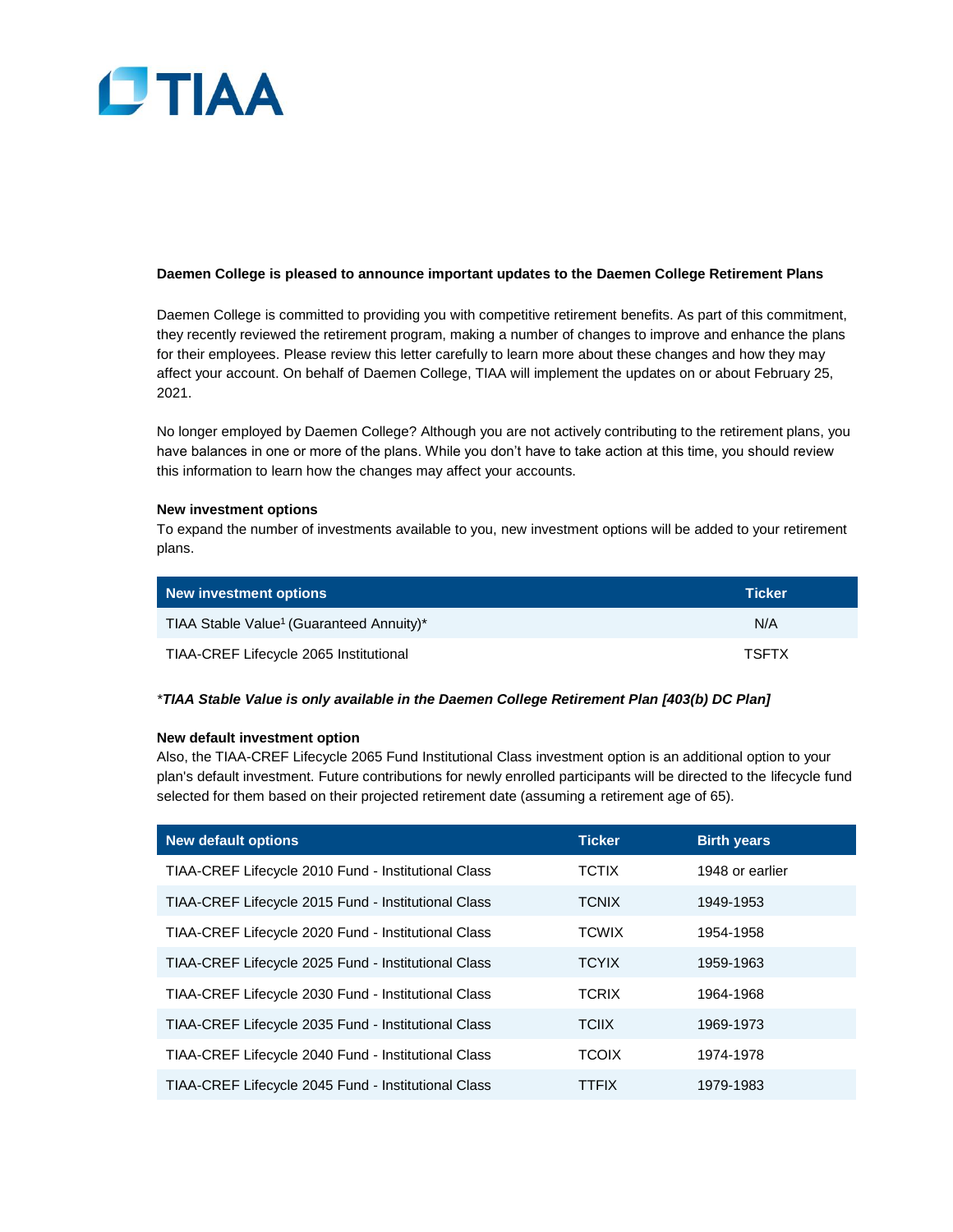TIAA

**Daemen College is pleased to announce important updates to the Daemen College Retirement Plans**

Daemen College is committed to providing you with competitive retirement benefits. As part of this commitment, they recently reviewed the retirement program, making a number of changes to improve and enhance the plans for their employees. Please review this letter carefully to learn more about these changes and how they may affect your account. On behalf of Daemen College, TIAA will implement the updates on or about February 25, 2021.

No longer employed by Daemen College? Although you are not actively contributing to the retirement plans, you have balances in one or more of the plans. While you don't have to take action at this time, you should review this information to learn how the changes may affect your accounts.

**New investment options**

To expand the number of investments available to you, new investment options will be added to your retirement plans.

| New investment options | Ticker |
|---|---|
| TIAA Stable Value[1] (Guaranteed Annuity)* | N/A |
| TIAA-CREF Lifecycle 2065 Institutional | TSFTX |

**\*TIAA Stable Value is only available in the Daemen College Retirement Plan [403(b) DC Plan]**

**New default investment option**

Also, the TIAA-CREF Lifecycle 2065 Fund Institutional Class investment option is an additional option to your plan's default investment. Future contributions for newly enrolled participants will be directed to the lifecycle fund selected for them based on their projected retirement date (assuming a retirement age of 65).

| New default options | Ticker | Birth years |
|---|---|---|
| TIAA-CREF Lifecycle 2010 Fund - Institutional Class | TCTIX | 1948 or earlier |
| TIAA-CREF Lifecycle 2015 Fund - Institutional Class | TCNIX | 1949-1953 |
| TIAA-CREF Lifecycle 2020 Fund - Institutional Class | TCWIX | 1954-1958 |
| TIAA-CREF Lifecycle 2025 Fund - Institutional Class | TCYIX | 1959-1963 |
| TIAA-CREF Lifecycle 2030 Fund - Institutional Class | TCRIX | 1964-1968 |
| TIAA-CREF Lifecycle 2035 Fund - Institutional Class | TCIIX | 1969-1973 |
| TIAA-CREF Lifecycle 2040 Fund - Institutional Class | TCOIX | 1974-1978 |
| TIAA-CREF Lifecycle 2045 Fund - Institutional Class | TTFIX | 1979-1983 |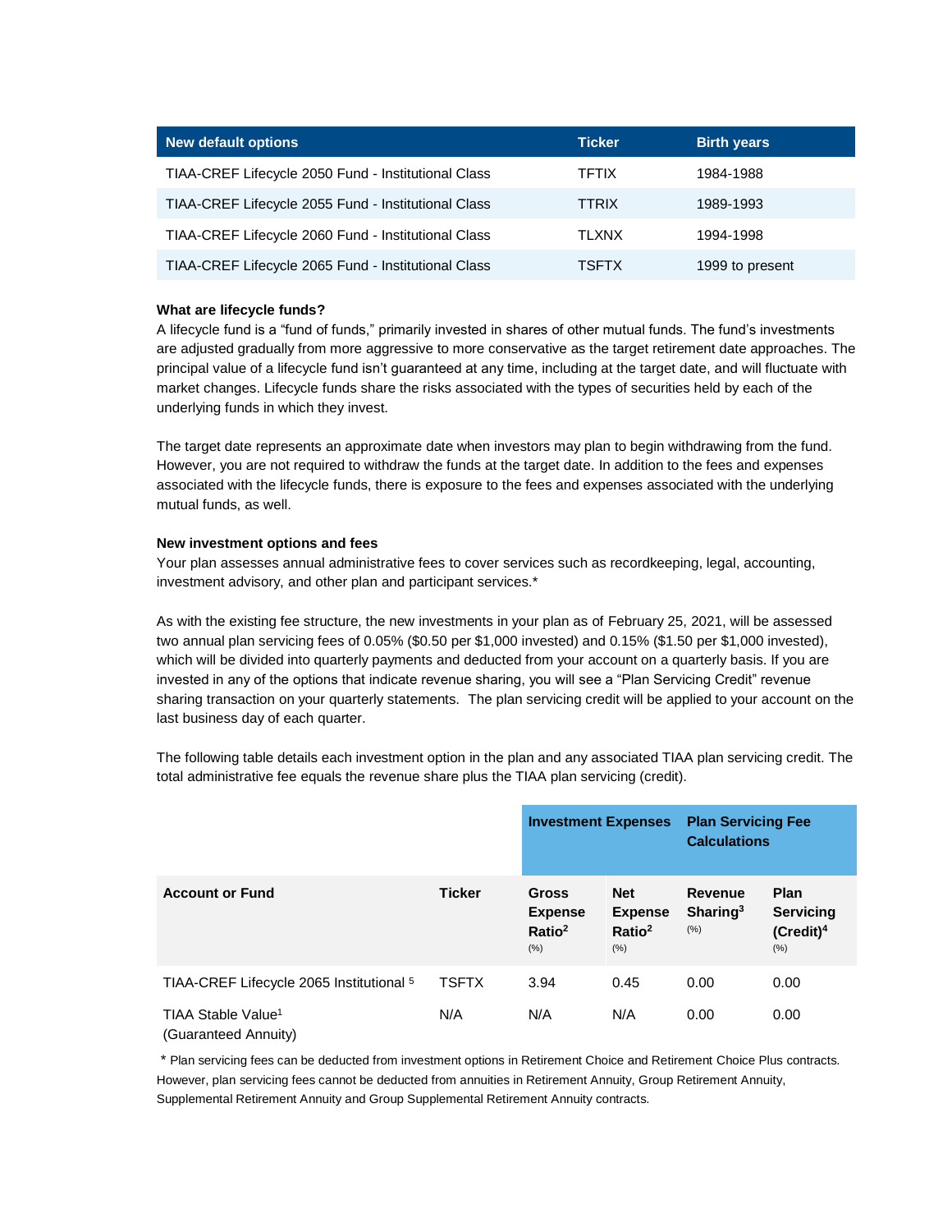| New default options | Ticker | Birth years |
| --- | --- | --- |
| TIAA-CREF Lifecycle 2050 Fund - Institutional Class | TFTIX | 1984-1988 |
| TIAA-CREF Lifecycle 2055 Fund - Institutional Class | TTRIX | 1989-1993 |
| TIAA-CREF Lifecycle 2060 Fund - Institutional Class | TLXNX | 1994-1998 |
| TIAA-CREF Lifecycle 2065 Fund - Institutional Class | TSFTX | 1999 to present |

**What are lifecycle funds?**

A lifecycle fund is a "fund of funds," primarily invested in shares of other mutual funds. The fund's investments are adjusted gradually from more aggressive to more conservative as the target retirement date approaches. The principal value of a lifecycle fund isn't guaranteed at any time, including at the target date, and will fluctuate with market changes. Lifecycle funds share the risks associated with the types of securities held by each of the underlying funds in which they invest.

The target date represents an approximate date when investors may plan to begin withdrawing from the fund. However, you are not required to withdraw the funds at the target date. In addition to the fees and expenses associated with the lifecycle funds, there is exposure to the fees and expenses associated with the underlying mutual funds, as well.

**New investment options and fees**

Your plan assesses annual administrative fees to cover services such as recordkeeping, legal, accounting, investment advisory, and other plan and participant services.*

As with the existing fee structure, the new investments in your plan as of February 25, 2021, will be assessed two annual plan servicing fees of 0.05% ($0.50 per $1,000 invested) and 0.15% ($1.50 per $1,000 invested), which will be divided into quarterly payments and deducted from your account on a quarterly basis. If you are invested in any of the options that indicate revenue sharing, you will see a "Plan Servicing Credit" revenue sharing transaction on your quarterly statements. The plan servicing credit will be applied to your account on the last business day of each quarter.

The following table details each investment option in the plan and any associated TIAA plan servicing credit. The total administrative fee equals the revenue share plus the TIAA plan servicing (credit).

| | | Investment Expenses | | Plan Servicing Fee Calculations | |
| --- | --- | --- | --- | --- | --- |
| **Account or Fund** | **Ticker** | **Gross Expense Ratio[2]** (%) | **Net Expense Ratio[2]** (%) | **Revenue Sharing[3]** (%) | **Plan Servicing (Credit)[4]** (%) |
| TIAA-CREF Lifecycle 2065 Institutional [5] | TSFTX | 3.94 | 0.45 | 0.00 | 0.00 |
| TIAA Stable Value[1] (Guaranteed Annuity) | N/A | N/A | N/A | 0.00 | 0.00 |

\* Plan servicing fees can be deducted from investment options in Retirement Choice and Retirement Choice Plus contracts. However, plan servicing fees cannot be deducted from annuities in Retirement Annuity, Group Retirement Annuity, Supplemental Retirement Annuity and Group Supplemental Retirement Annuity contracts.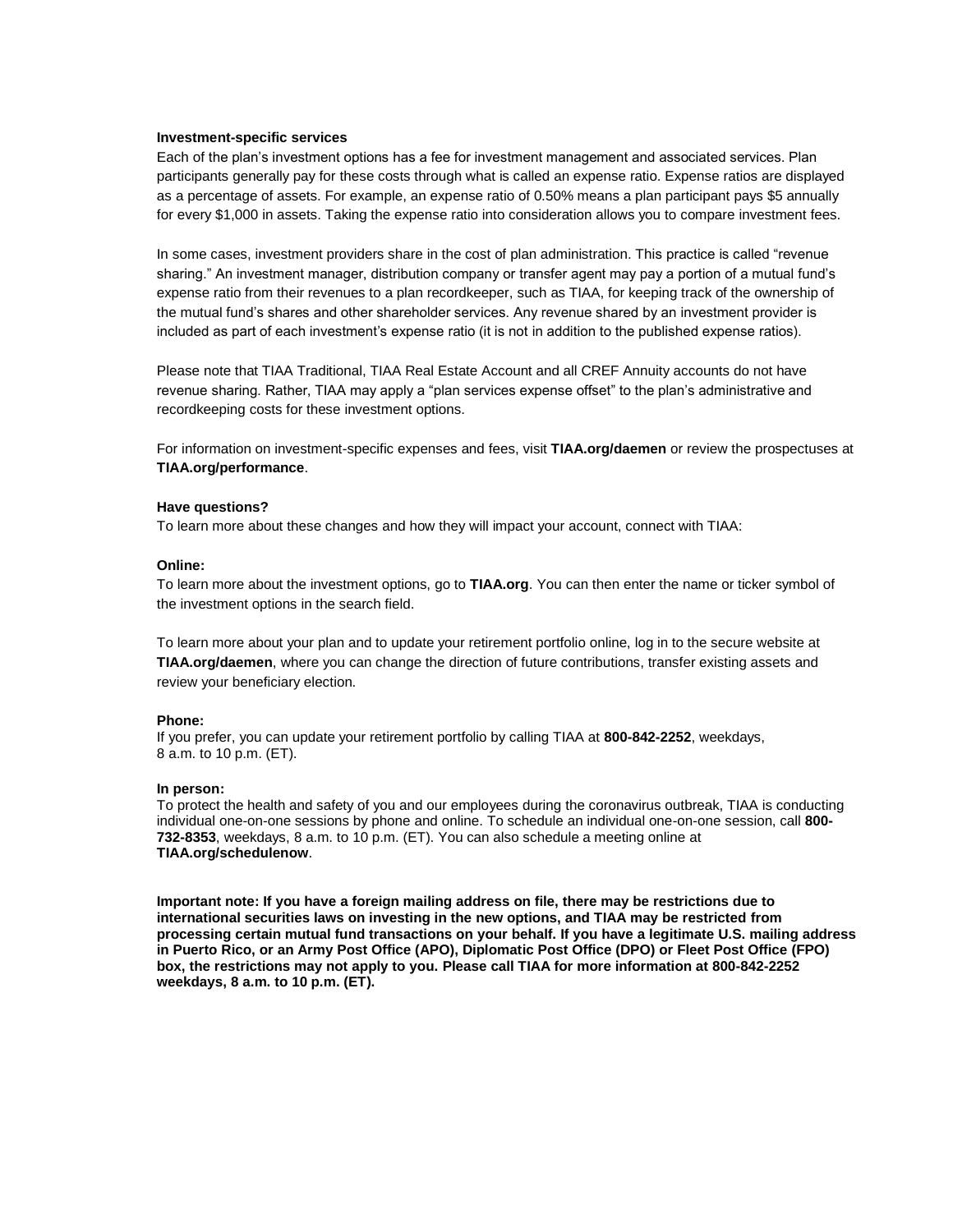**Investment-specific services**

Each of the plan's investment options has a fee for investment management and associated services. Plan participants generally pay for these costs through what is called an expense ratio. Expense ratios are displayed as a percentage of assets. For example, an expense ratio of 0.50% means a plan participant pays $5 annually for every $1,000 in assets. Taking the expense ratio into consideration allows you to compare investment fees.

In some cases, investment providers share in the cost of plan administration. This practice is called "revenue sharing." An investment manager, distribution company or transfer agent may pay a portion of a mutual fund's expense ratio from their revenues to a plan recordkeeper, such as TIAA, for keeping track of the ownership of the mutual fund's shares and other shareholder services. Any revenue shared by an investment provider is included as part of each investment's expense ratio (it is not in addition to the published expense ratios).

Please note that TIAA Traditional, TIAA Real Estate Account and all CREF Annuity accounts do not have revenue sharing. Rather, TIAA may apply a "plan services expense offset" to the plan's administrative and recordkeeping costs for these investment options.

For information on investment-specific expenses and fees, visit **TIAA.org/daemen** or review the prospectuses at **TIAA.org/performance**.

**Have questions?**

To learn more about these changes and how they will impact your account, connect with TIAA:

**Online:**

To learn more about the investment options, go to **TIAA.org**. You can then enter the name or ticker symbol of the investment options in the search field.

To learn more about your plan and to update your retirement portfolio online, log in to the secure website at **TIAA.org/daemen**, where you can change the direction of future contributions, transfer existing assets and review your beneficiary election.

**Phone:**

If you prefer, you can update your retirement portfolio by calling TIAA at **800-842-2252**, weekdays, 8 a.m. to 10 p.m. (ET).

**In person:**

To protect the health and safety of you and our employees during the coronavirus outbreak, TIAA is conducting individual one-on-one sessions by phone and online. To schedule an individual one-on-one session, call **800-732-8353**, weekdays, 8 a.m. to 10 p.m. (ET). You can also schedule a meeting online at **TIAA.org/schedulenow**.

**Important note: If you have a foreign mailing address on file, there may be restrictions due to international securities laws on investing in the new options, and TIAA may be restricted from processing certain mutual fund transactions on your behalf. If you have a legitimate U.S. mailing address in Puerto Rico, or an Army Post Office (APO), Diplomatic Post Office (DPO) or Fleet Post Office (FPO) box, the restrictions may not apply to you. Please call TIAA for more information at 800-842-2252 weekdays, 8 a.m. to 10 p.m. (ET).**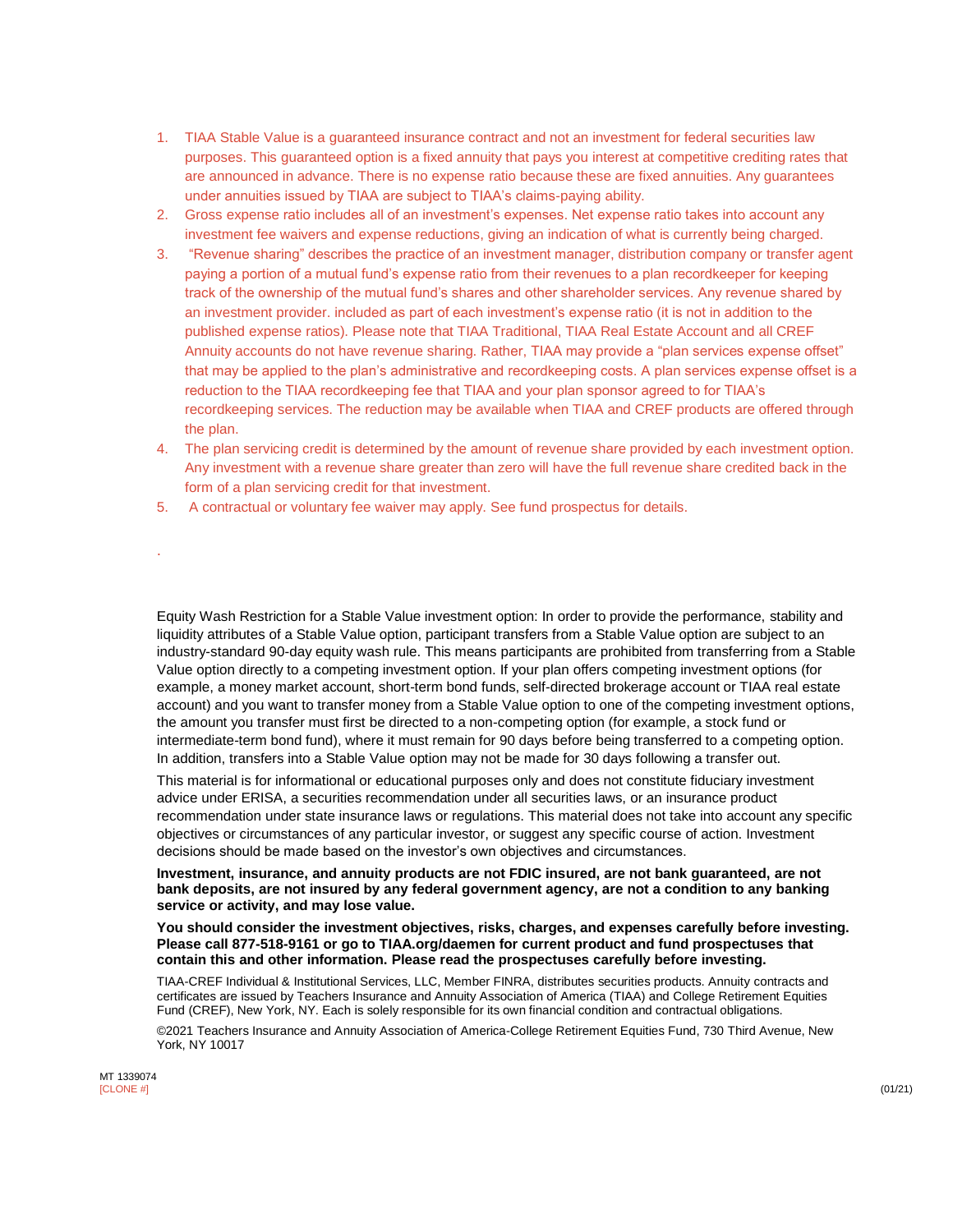1. TIAA Stable Value is a guaranteed insurance contract and not an investment for federal securities law purposes. This guaranteed option is a fixed annuity that pays you interest at competitive crediting rates that are announced in advance. There is no expense ratio because these are fixed annuities. Any guarantees under annuities issued by TIAA are subject to TIAA's claims-paying ability.
2. Gross expense ratio includes all of an investment's expenses. Net expense ratio takes into account any investment fee waivers and expense reductions, giving an indication of what is currently being charged.
3. "Revenue sharing" describes the practice of an investment manager, distribution company or transfer agent paying a portion of a mutual fund's expense ratio from their revenues to a plan recordkeeper for keeping track of the ownership of the mutual fund's shares and other shareholder services. Any revenue shared by an investment provider. included as part of each investment's expense ratio (it is not in addition to the published expense ratios). Please note that TIAA Traditional, TIAA Real Estate Account and all CREF Annuity accounts do not have revenue sharing. Rather, TIAA may provide a "plan services expense offset" that may be applied to the plan's administrative and recordkeeping costs. A plan services expense offset is a reduction to the TIAA recordkeeping fee that TIAA and your plan sponsor agreed to for TIAA's recordkeeping services. The reduction may be available when TIAA and CREF products are offered through the plan.
4. The plan servicing credit is determined by the amount of revenue share provided by each investment option. Any investment with a revenue share greater than zero will have the full revenue share credited back in the form of a plan servicing credit for that investment.
5. A contractual or voluntary fee waiver may apply. See fund prospectus for details.

.

Equity Wash Restriction for a Stable Value investment option: In order to provide the performance, stability and liquidity attributes of a Stable Value option, participant transfers from a Stable Value option are subject to an industry-standard 90-day equity wash rule. This means participants are prohibited from transferring from a Stable Value option directly to a competing investment option. If your plan offers competing investment options (for example, a money market account, short-term bond funds, self-directed brokerage account or TIAA real estate account) and you want to transfer money from a Stable Value option to one of the competing investment options, the amount you transfer must first be directed to a non-competing option (for example, a stock fund or intermediate-term bond fund), where it must remain for 90 days before being transferred to a competing option. In addition, transfers into a Stable Value option may not be made for 30 days following a transfer out.

This material is for informational or educational purposes only and does not constitute fiduciary investment advice under ERISA, a securities recommendation under all securities laws, or an insurance product recommendation under state insurance laws or regulations. This material does not take into account any specific objectives or circumstances of any particular investor, or suggest any specific course of action. Investment decisions should be made based on the investor's own objectives and circumstances.

**Investment, insurance, and annuity products are not FDIC insured, are not bank guaranteed, are not bank deposits, are not insured by any federal government agency, are not a condition to any banking service or activity, and may lose value.**

**You should consider the investment objectives, risks, charges, and expenses carefully before investing. Please call 877-518-9161 or go to TIAA.org/daemen for current product and fund prospectuses that contain this and other information. Please read the prospectuses carefully before investing.**

TIAA-CREF Individual & Institutional Services, LLC, Member FINRA, distributes securities products. Annuity contracts and certificates are issued by Teachers Insurance and Annuity Association of America (TIAA) and College Retirement Equities Fund (CREF), New York, NY. Each is solely responsible for its own financial condition and contractual obligations.

©2021 Teachers Insurance and Annuity Association of America-College Retirement Equities Fund, 730 Third Avenue, New York, NY 10017

MT 1339074
[CLONE #]

(01/21)